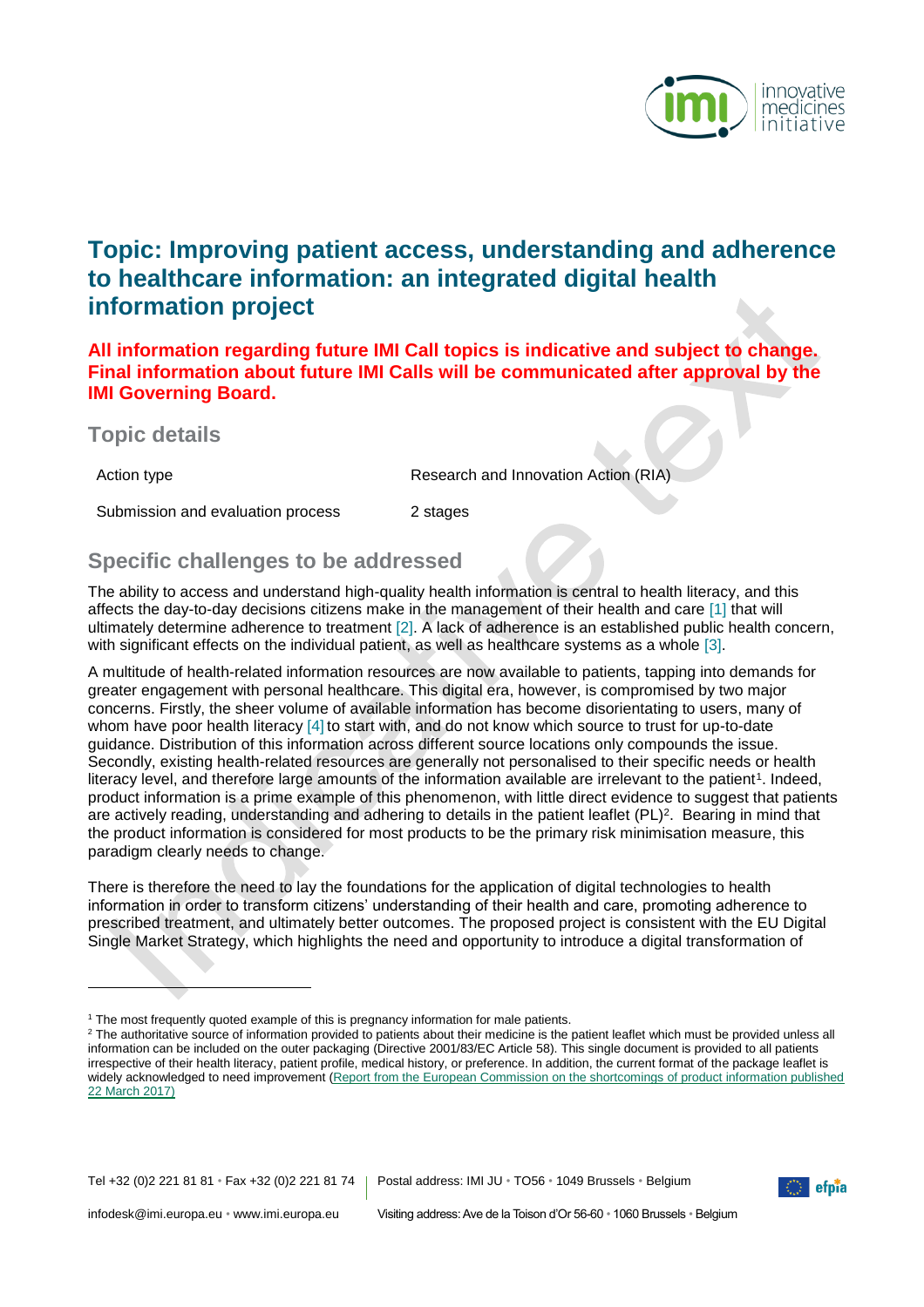# Topic: Improving patient access, understanding and adherence to healthcare information: an integrated digital health information project

**All information regarding future IMI Call topics is indicative and subject to change. Final information about future IMI Calls will be communicated after approval by the IMI Governing Board.**

## Topic details

| | |
|---|---|
| Action type | Research and Innovation Action (RIA) |
| Submission and evaluation process | 2 stages |

## Specific challenges to be addressed

The ability to access and understand high-quality health information is central to health literacy, and this affects the day-to-day decisions citizens make in the management of their health and care [1] that will ultimately determine adherence to treatment [2]. A lack of adherence is an established public health concern, with significant effects on the individual patient, as well as healthcare systems as a whole [3].

A multitude of health-related information resources are now available to patients, tapping into demands for greater engagement with personal healthcare. This digital era, however, is compromised by two major concerns. Firstly, the sheer volume of available information has become disorientating to users, many of whom have poor health literacy [4] to start with, and do not know which source to trust for up-to-date guidance. Distribution of this information across different source locations only compounds the issue. Secondly, existing health-related resources are generally not personalised to their specific needs or health literacy level, and therefore large amounts of the information available are irrelevant to the patient[1]. Indeed, product information is a prime example of this phenomenon, with little direct evidence to suggest that patients are actively reading, understanding and adhering to details in the patient leaflet (PL)[2]. Bearing in mind that the product information is considered for most products to be the primary risk minimisation measure, this paradigm clearly needs to change.

There is therefore the need to lay the foundations for the application of digital technologies to health information in order to transform citizens' understanding of their health and care, promoting adherence to prescribed treatment, and ultimately better outcomes. The proposed project is consistent with the EU Digital Single Market Strategy, which highlights the need and opportunity to introduce a digital transformation of

---

[1] The most frequently quoted example of this is pregnancy information for male patients.

[2] The authoritative source of information provided to patients about their medicine is the patient leaflet which must be provided unless all information can be included on the outer packaging (Directive 2001/83/EC Article 58). This single document is provided to all patients irrespective of their health literacy, patient profile, medical history, or preference. In addition, the current format of the package leaflet is widely acknowledged to need improvement (Report from the European Commission on the shortcomings of product information published 22 March 2017)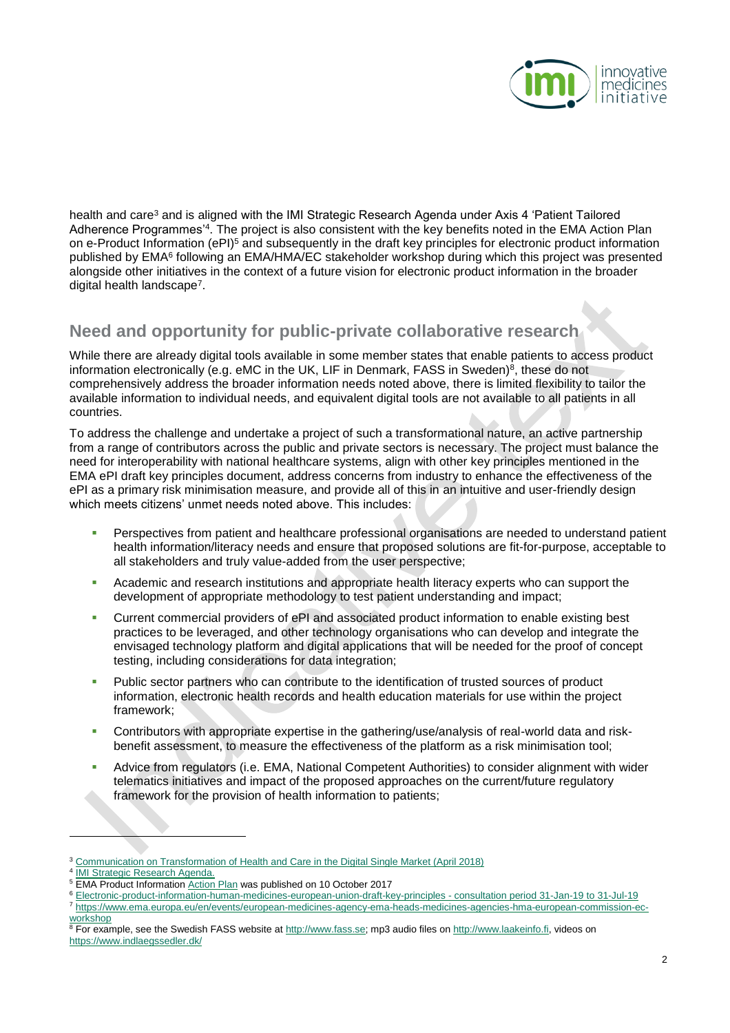health and care[3] and is aligned with the IMI Strategic Research Agenda under Axis 4 'Patient Tailored Adherence Programmes'[4]. The project is also consistent with the key benefits noted in the EMA Action Plan on e-Product Information (ePI)[5] and subsequently in the draft key principles for electronic product information published by EMA[6] following an EMA/HMA/EC stakeholder workshop during which this project was presented alongside other initiatives in the context of a future vision for electronic product information in the broader digital health landscape[7].

## Need and opportunity for public-private collaborative research

While there are already digital tools available in some member states that enable patients to access product information electronically (e.g. eMC in the UK, LIF in Denmark, FASS in Sweden)[8], these do not comprehensively address the broader information needs noted above, there is limited flexibility to tailor the available information to individual needs, and equivalent digital tools are not available to all patients in all countries.

To address the challenge and undertake a project of such a transformational nature, an active partnership from a range of contributors across the public and private sectors is necessary. The project must balance the need for interoperability with national healthcare systems, align with other key principles mentioned in the EMA ePI draft key principles document, address concerns from industry to enhance the effectiveness of the ePI as a primary risk minimisation measure, and provide all of this in an intuitive and user-friendly design which meets citizens' unmet needs noted above. This includes:

- Perspectives from patient and healthcare professional organisations are needed to understand patient health information/literacy needs and ensure that proposed solutions are fit-for-purpose, acceptable to all stakeholders and truly value-added from the user perspective;
- Academic and research institutions and appropriate health literacy experts who can support the development of appropriate methodology to test patient understanding and impact;
- Current commercial providers of ePI and associated product information to enable existing best practices to be leveraged, and other technology organisations who can develop and integrate the envisaged technology platform and digital applications that will be needed for the proof of concept testing, including considerations for data integration;
- Public sector partners who can contribute to the identification of trusted sources of product information, electronic health records and health education materials for use within the project framework;
- Contributors with appropriate expertise in the gathering/use/analysis of real-world data and risk-benefit assessment, to measure the effectiveness of the platform as a risk minimisation tool;
- Advice from regulators (i.e. EMA, National Competent Authorities) to consider alignment with wider telematics initiatives and impact of the proposed approaches on the current/future regulatory framework for the provision of health information to patients;

---

[3] Communication on Transformation of Health and Care in the Digital Single Market (April 2018)

[4] IMI Strategic Research Agenda.

[5] EMA Product Information Action Plan was published on 10 October 2017

[6] Electronic-product-information-human-medicines-european-union-draft-key-principles - consultation period 31-Jan-19 to 31-Jul-19

[7] https://www.ema.europa.eu/en/events/european-medicines-agency-ema-heads-medicines-agencies-hma-european-commission-ec-workshop

[8] For example, see the Swedish FASS website at http://www.fass.se; mp3 audio files on http://www.laakeinfo.fi, videos on https://www.indlaegssedler.dk/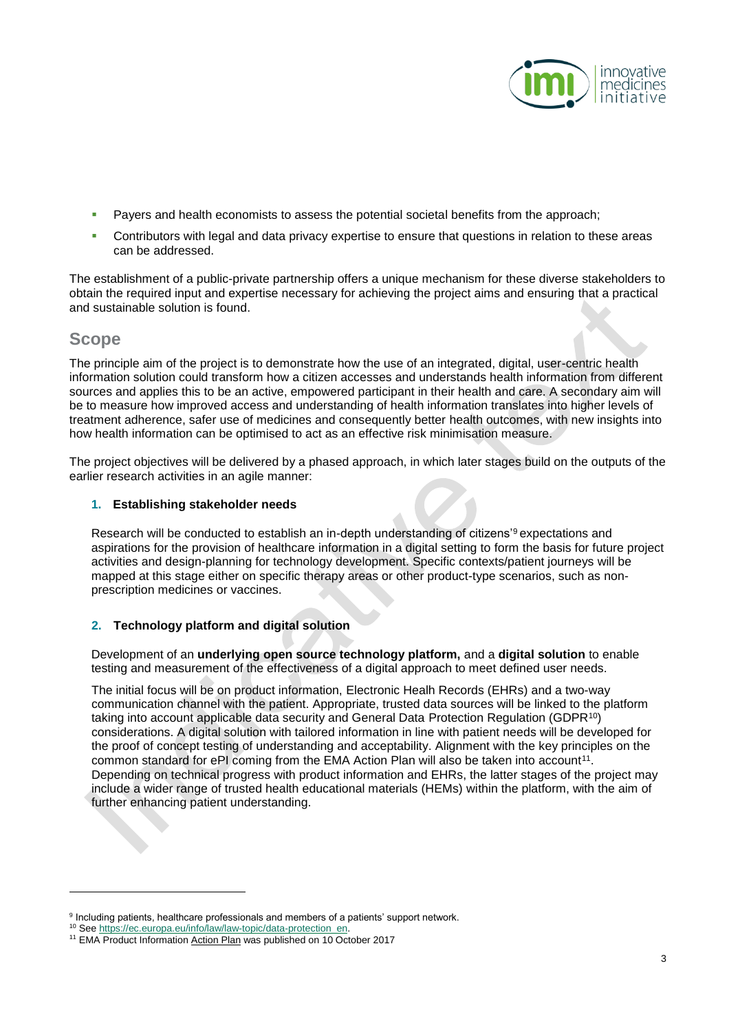- Payers and health economists to assess the potential societal benefits from the approach;
- Contributors with legal and data privacy expertise to ensure that questions in relation to these areas can be addressed.

The establishment of a public-private partnership offers a unique mechanism for these diverse stakeholders to obtain the required input and expertise necessary for achieving the project aims and ensuring that a practical and sustainable solution is found.

## Scope

The principle aim of the project is to demonstrate how the use of an integrated, digital, user-centric health information solution could transform how a citizen accesses and understands health information from different sources and applies this to be an active, empowered participant in their health and care. A secondary aim will be to measure how improved access and understanding of health information translates into higher levels of treatment adherence, safer use of medicines and consequently better health outcomes, with new insights into how health information can be optimised to act as an effective risk minimisation measure.

The project objectives will be delivered by a phased approach, in which later stages build on the outputs of the earlier research activities in an agile manner:

1. **Establishing stakeholder needs**

   Research will be conducted to establish an in-depth understanding of citizens'[9] expectations and aspirations for the provision of healthcare information in a digital setting to form the basis for future project activities and design-planning for technology development. Specific contexts/patient journeys will be mapped at this stage either on specific therapy areas or other product-type scenarios, such as non-prescription medicines or vaccines.

2. **Technology platform and digital solution**

   Development of an **underlying open source technology platform,** and a **digital solution** to enable testing and measurement of the effectiveness of a digital approach to meet defined user needs.

   The initial focus will be on product information, Electronic Healh Records (EHRs) and a two-way communication channel with the patient. Appropriate, trusted data sources will be linked to the platform taking into account applicable data security and General Data Protection Regulation (GDPR[10]) considerations. A digital solution with tailored information in line with patient needs will be developed for the proof of concept testing of understanding and acceptability. Alignment with the key principles on the common standard for ePI coming from the EMA Action Plan will also be taken into account[11]. Depending on technical progress with product information and EHRs, the latter stages of the project may include a wider range of trusted health educational materials (HEMs) within the platform, with the aim of further enhancing patient understanding.

[9] Including patients, healthcare professionals and members of a patients' support network.

[10] See https://ec.europa.eu/info/law/law-topic/data-protection_en.

[11] EMA Product Information Action Plan was published on 10 October 2017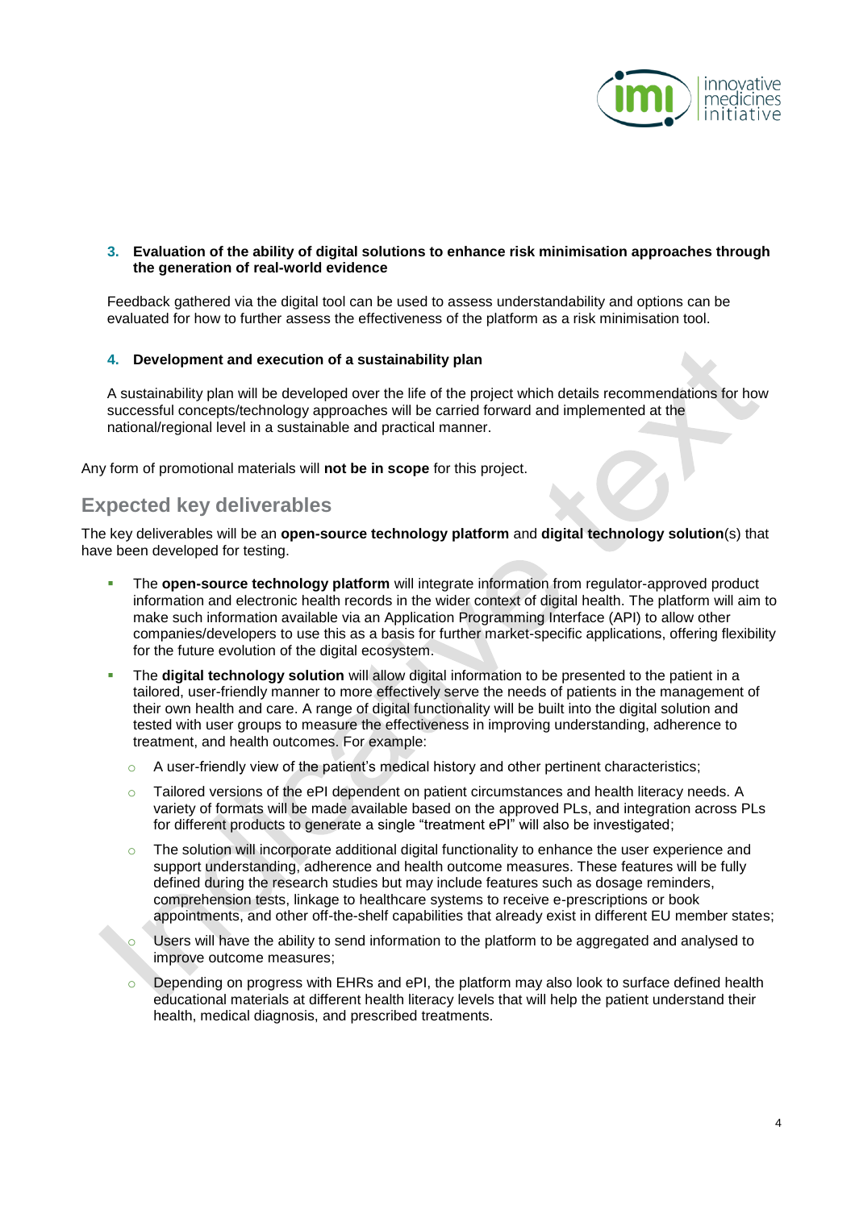3. **Evaluation of the ability of digital solutions to enhance risk minimisation approaches through the generation of real-world evidence**

   Feedback gathered via the digital tool can be used to assess understandability and options can be evaluated for how to further assess the effectiveness of the platform as a risk minimisation tool.

4. **Development and execution of a sustainability plan**

   A sustainability plan will be developed over the life of the project which details recommendations for how successful concepts/technology approaches will be carried forward and implemented at the national/regional level in a sustainable and practical manner.

Any form of promotional materials will **not be in scope** for this project.

## Expected key deliverables

The key deliverables will be an **open-source technology platform** and **digital technology solution**(s) that have been developed for testing.

- The **open-source technology platform** will integrate information from regulator-approved product information and electronic health records in the wider context of digital health. The platform will aim to make such information available via an Application Programming Interface (API) to allow other companies/developers to use this as a basis for further market-specific applications, offering flexibility for the future evolution of the digital ecosystem.
- The **digital technology solution** will allow digital information to be presented to the patient in a tailored, user-friendly manner to more effectively serve the needs of patients in the management of their own health and care. A range of digital functionality will be built into the digital solution and tested with user groups to measure the effectiveness in improving understanding, adherence to treatment, and health outcomes. For example:
  - A user-friendly view of the patient's medical history and other pertinent characteristics;
  - Tailored versions of the ePI dependent on patient circumstances and health literacy needs. A variety of formats will be made available based on the approved PLs, and integration across PLs for different products to generate a single "treatment ePI" will also be investigated;
  - The solution will incorporate additional digital functionality to enhance the user experience and support understanding, adherence and health outcome measures. These features will be fully defined during the research studies but may include features such as dosage reminders, comprehension tests, linkage to healthcare systems to receive e-prescriptions or book appointments, and other off-the-shelf capabilities that already exist in different EU member states;
  - Users will have the ability to send information to the platform to be aggregated and analysed to improve outcome measures;
  - Depending on progress with EHRs and ePI, the platform may also look to surface defined health educational materials at different health literacy levels that will help the patient understand their health, medical diagnosis, and prescribed treatments.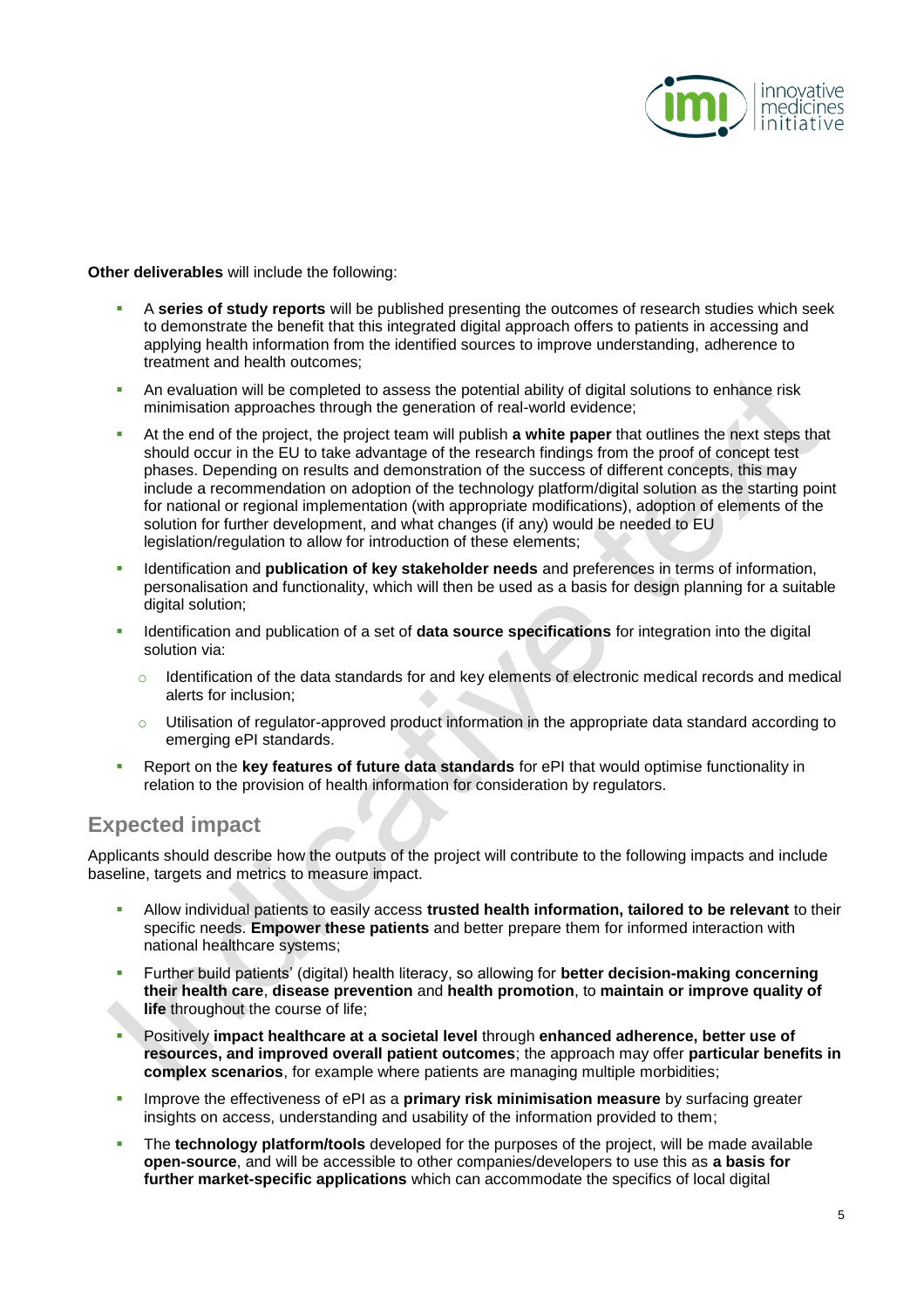**Other deliverables** will include the following:

- A **series of study reports** will be published presenting the outcomes of research studies which seek to demonstrate the benefit that this integrated digital approach offers to patients in accessing and applying health information from the identified sources to improve understanding, adherence to treatment and health outcomes;
- An evaluation will be completed to assess the potential ability of digital solutions to enhance risk minimisation approaches through the generation of real-world evidence;
- At the end of the project, the project team will publish **a white paper** that outlines the next steps that should occur in the EU to take advantage of the research findings from the proof of concept test phases. Depending on results and demonstration of the success of different concepts, this may include a recommendation on adoption of the technology platform/digital solution as the starting point for national or regional implementation (with appropriate modifications), adoption of elements of the solution for further development, and what changes (if any) would be needed to EU legislation/regulation to allow for introduction of these elements;
- Identification and **publication of key stakeholder needs** and preferences in terms of information, personalisation and functionality, which will then be used as a basis for design planning for a suitable digital solution;
- Identification and publication of a set of **data source specifications** for integration into the digital solution via:
  - Identification of the data standards for and key elements of electronic medical records and medical alerts for inclusion;
  - Utilisation of regulator-approved product information in the appropriate data standard according to emerging ePI standards.
- Report on the **key features of future data standards** for ePI that would optimise functionality in relation to the provision of health information for consideration by regulators.

## Expected impact

Applicants should describe how the outputs of the project will contribute to the following impacts and include baseline, targets and metrics to measure impact.

- Allow individual patients to easily access **trusted health information, tailored to be relevant** to their specific needs. **Empower these patients** and better prepare them for informed interaction with national healthcare systems;
- Further build patients' (digital) health literacy, so allowing for **better decision-making concerning their health care**, **disease prevention** and **health promotion**, to **maintain or improve quality of life** throughout the course of life;
- Positively **impact healthcare at a societal level** through **enhanced adherence, better use of resources, and improved overall patient outcomes**; the approach may offer **particular benefits in complex scenarios**, for example where patients are managing multiple morbidities;
- Improve the effectiveness of ePI as a **primary risk minimisation measure** by surfacing greater insights on access, understanding and usability of the information provided to them;
- The **technology platform/tools** developed for the purposes of the project, will be made available **open-source**, and will be accessible to other companies/developers to use this as **a basis for further market-specific applications** which can accommodate the specifics of local digital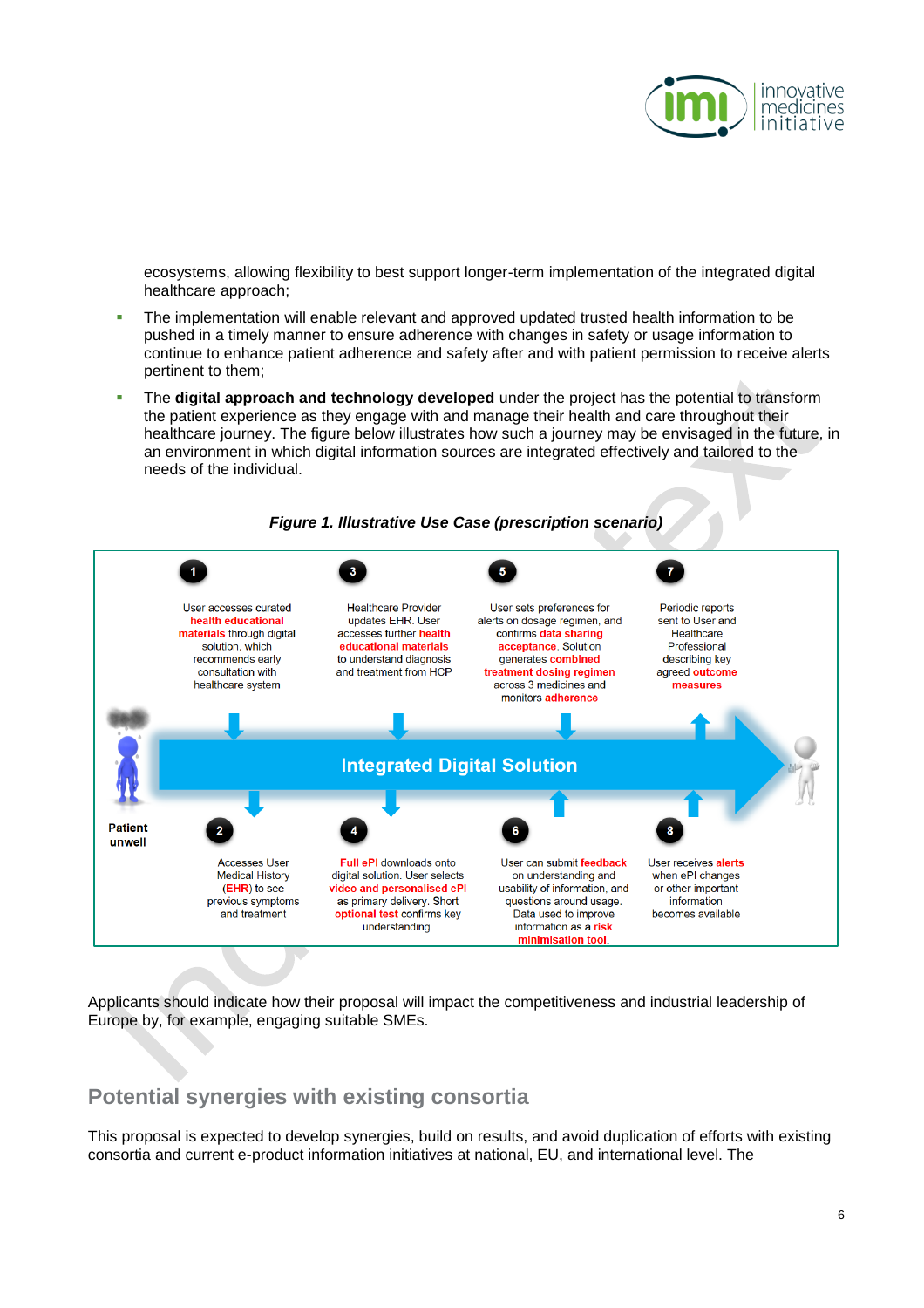ecosystems, allowing flexibility to best support longer-term implementation of the integrated digital healthcare approach;

- The implementation will enable relevant and approved updated trusted health information to be pushed in a timely manner to ensure adherence with changes in safety or usage information to continue to enhance patient adherence and safety after and with patient permission to receive alerts pertinent to them;
- The **digital approach and technology developed** under the project has the potential to transform the patient experience as they engage with and manage their health and care throughout their healthcare journey. The figure below illustrates how such a journey may be envisaged in the future, in an environment in which digital information sources are integrated effectively and tailored to the needs of the individual.

***Figure 1. Illustrative Use Case (prescription scenario)***

Patient unwell

Integrated Digital Solution

1 User accesses curated health educational materials through digital solution, which recommends early consultation with healthcare system

2 Accesses User Medical History (EHR) to see previous symptoms and treatment

3 Healthcare Provider updates EHR. User accesses further health educational materials to understand diagnosis and treatment from HCP

4 Full ePI downloads onto digital solution. User selects video and personalised ePI as primary delivery. Short optional test confirms key understanding.

5 User sets preferences for alerts on dosage regimen, and confirms data sharing acceptance. Solution generates combined treatment dosing regimen across 3 medicines and monitors adherence

6 User can submit feedback on understanding and usability of information, and questions around usage. Data used to improve information as a risk minimisation tool.

7 Periodic reports sent to User and Healthcare Professional describing key agreed outcome measures

8 User receives alerts when ePI changes or other important information becomes available

Applicants should indicate how their proposal will impact the competitiveness and industrial leadership of Europe by, for example, engaging suitable SMEs.

## Potential synergies with existing consortia

This proposal is expected to develop synergies, build on results, and avoid duplication of efforts with existing consortia and current e-product information initiatives at national, EU, and international level. The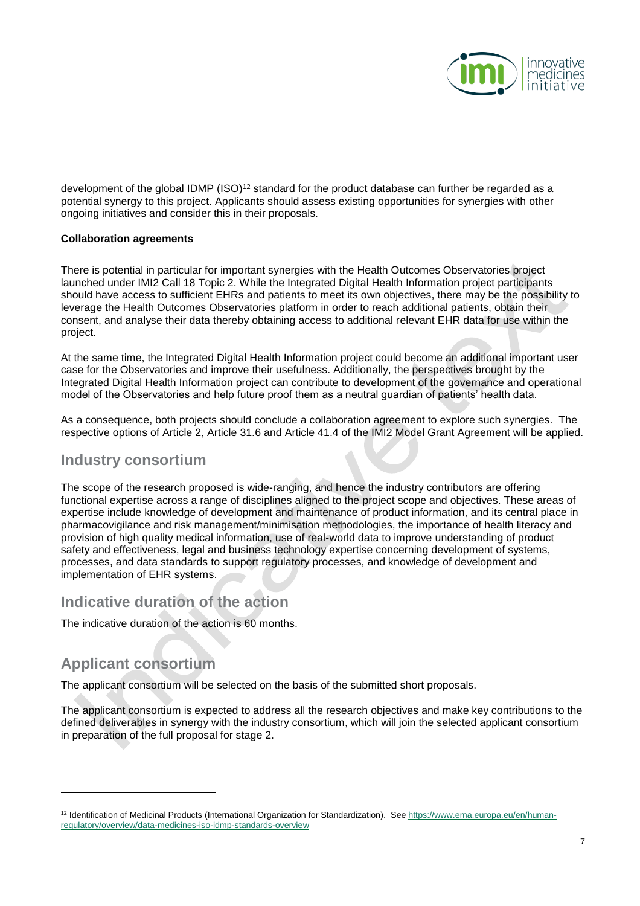development of the global IDMP (ISO)[12] standard for the product database can further be regarded as a potential synergy to this project. Applicants should assess existing opportunities for synergies with other ongoing initiatives and consider this in their proposals.

**Collaboration agreements**

There is potential in particular for important synergies with the Health Outcomes Observatories project launched under IMI2 Call 18 Topic 2. While the Integrated Digital Health Information project participants should have access to sufficient EHRs and patients to meet its own objectives, there may be the possibility to leverage the Health Outcomes Observatories platform in order to reach additional patients, obtain their consent, and analyse their data thereby obtaining access to additional relevant EHR data for use within the project.

At the same time, the Integrated Digital Health Information project could become an additional important user case for the Observatories and improve their usefulness. Additionally, the perspectives brought by the Integrated Digital Health Information project can contribute to development of the governance and operational model of the Observatories and help future proof them as a neutral guardian of patients' health data.

As a consequence, both projects should conclude a collaboration agreement to explore such synergies. The respective options of Article 2, Article 31.6 and Article 41.4 of the IMI2 Model Grant Agreement will be applied.

## Industry consortium

The scope of the research proposed is wide-ranging, and hence the industry contributors are offering functional expertise across a range of disciplines aligned to the project scope and objectives. These areas of expertise include knowledge of development and maintenance of product information, and its central place in pharmacovigilance and risk management/minimisation methodologies, the importance of health literacy and provision of high quality medical information, use of real-world data to improve understanding of product safety and effectiveness, legal and business technology expertise concerning development of systems, processes, and data standards to support regulatory processes, and knowledge of development and implementation of EHR systems.

## Indicative duration of the action

The indicative duration of the action is 60 months.

## Applicant consortium

The applicant consortium will be selected on the basis of the submitted short proposals.

The applicant consortium is expected to address all the research objectives and make key contributions to the defined deliverables in synergy with the industry consortium, which will join the selected applicant consortium in preparation of the full proposal for stage 2.

[12] Identification of Medicinal Products (International Organization for Standardization). See https://www.ema.europa.eu/en/human-regulatory/overview/data-medicines-iso-idmp-standards-overview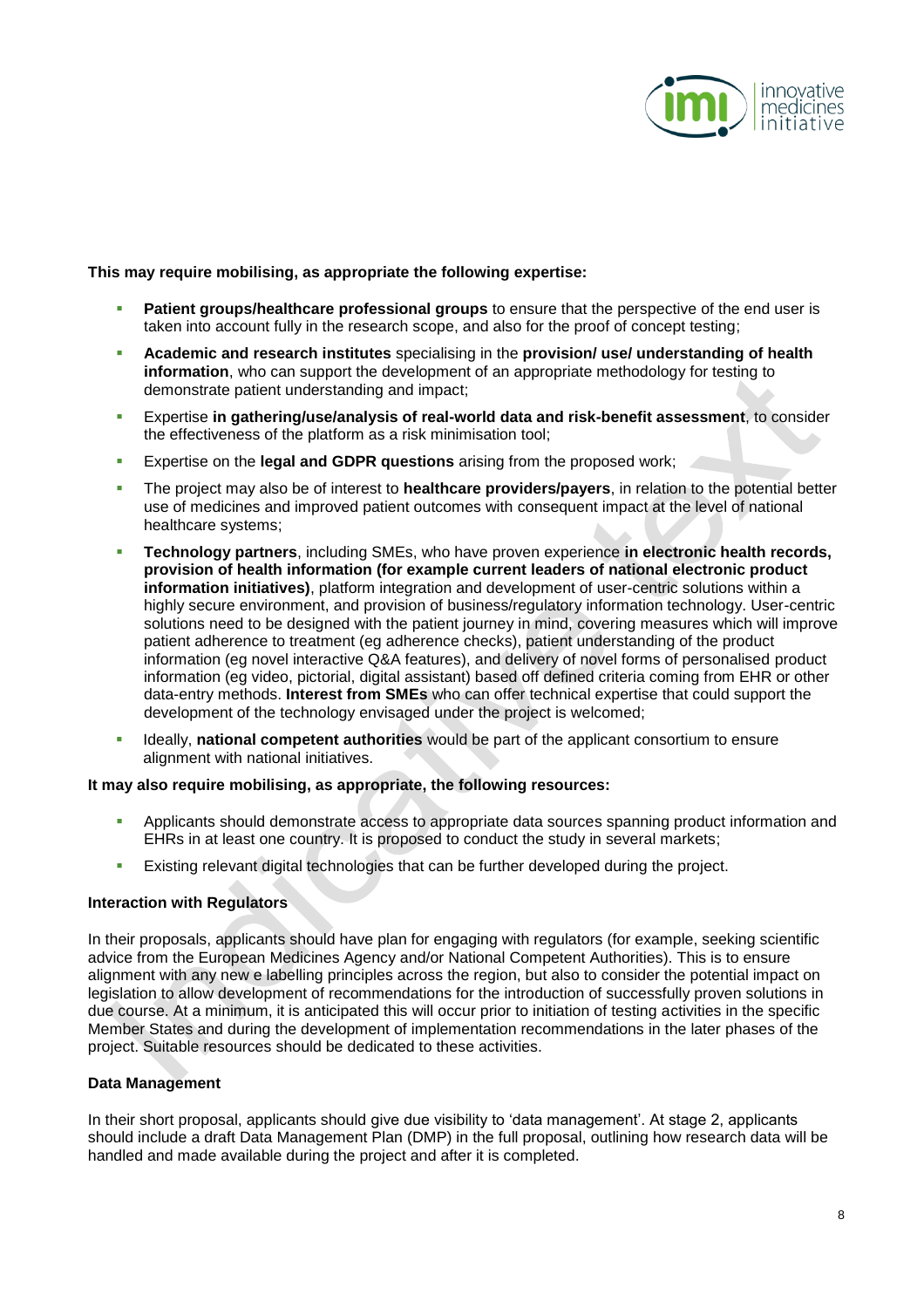**This may require mobilising, as appropriate the following expertise:**

- **Patient groups/healthcare professional groups** to ensure that the perspective of the end user is taken into account fully in the research scope, and also for the proof of concept testing;
- **Academic and research institutes** specialising in the **provision/ use/ understanding of health information**, who can support the development of an appropriate methodology for testing to demonstrate patient understanding and impact;
- Expertise **in gathering/use/analysis of real-world data and risk-benefit assessment**, to consider the effectiveness of the platform as a risk minimisation tool;
- Expertise on the **legal and GDPR questions** arising from the proposed work;
- The project may also be of interest to **healthcare providers/payers**, in relation to the potential better use of medicines and improved patient outcomes with consequent impact at the level of national healthcare systems;
- **Technology partners**, including SMEs, who have proven experience **in electronic health records, provision of health information (for example current leaders of national electronic product information initiatives)**, platform integration and development of user-centric solutions within a highly secure environment, and provision of business/regulatory information technology. User-centric solutions need to be designed with the patient journey in mind, covering measures which will improve patient adherence to treatment (eg adherence checks), patient understanding of the product information (eg novel interactive Q&A features), and delivery of novel forms of personalised product information (eg video, pictorial, digital assistant) based off defined criteria coming from EHR or other data-entry methods. **Interest from SMEs** who can offer technical expertise that could support the development of the technology envisaged under the project is welcomed;
- Ideally, **national competent authorities** would be part of the applicant consortium to ensure alignment with national initiatives.

**It may also require mobilising, as appropriate, the following resources:**

- Applicants should demonstrate access to appropriate data sources spanning product information and EHRs in at least one country. It is proposed to conduct the study in several markets;
- Existing relevant digital technologies that can be further developed during the project.

**Interaction with Regulators**

In their proposals, applicants should have plan for engaging with regulators (for example, seeking scientific advice from the European Medicines Agency and/or National Competent Authorities). This is to ensure alignment with any new e labelling principles across the region, but also to consider the potential impact on legislation to allow development of recommendations for the introduction of successfully proven solutions in due course. At a minimum, it is anticipated this will occur prior to initiation of testing activities in the specific Member States and during the development of implementation recommendations in the later phases of the project. Suitable resources should be dedicated to these activities.

**Data Management**

In their short proposal, applicants should give due visibility to 'data management'. At stage 2, applicants should include a draft Data Management Plan (DMP) in the full proposal, outlining how research data will be handled and made available during the project and after it is completed.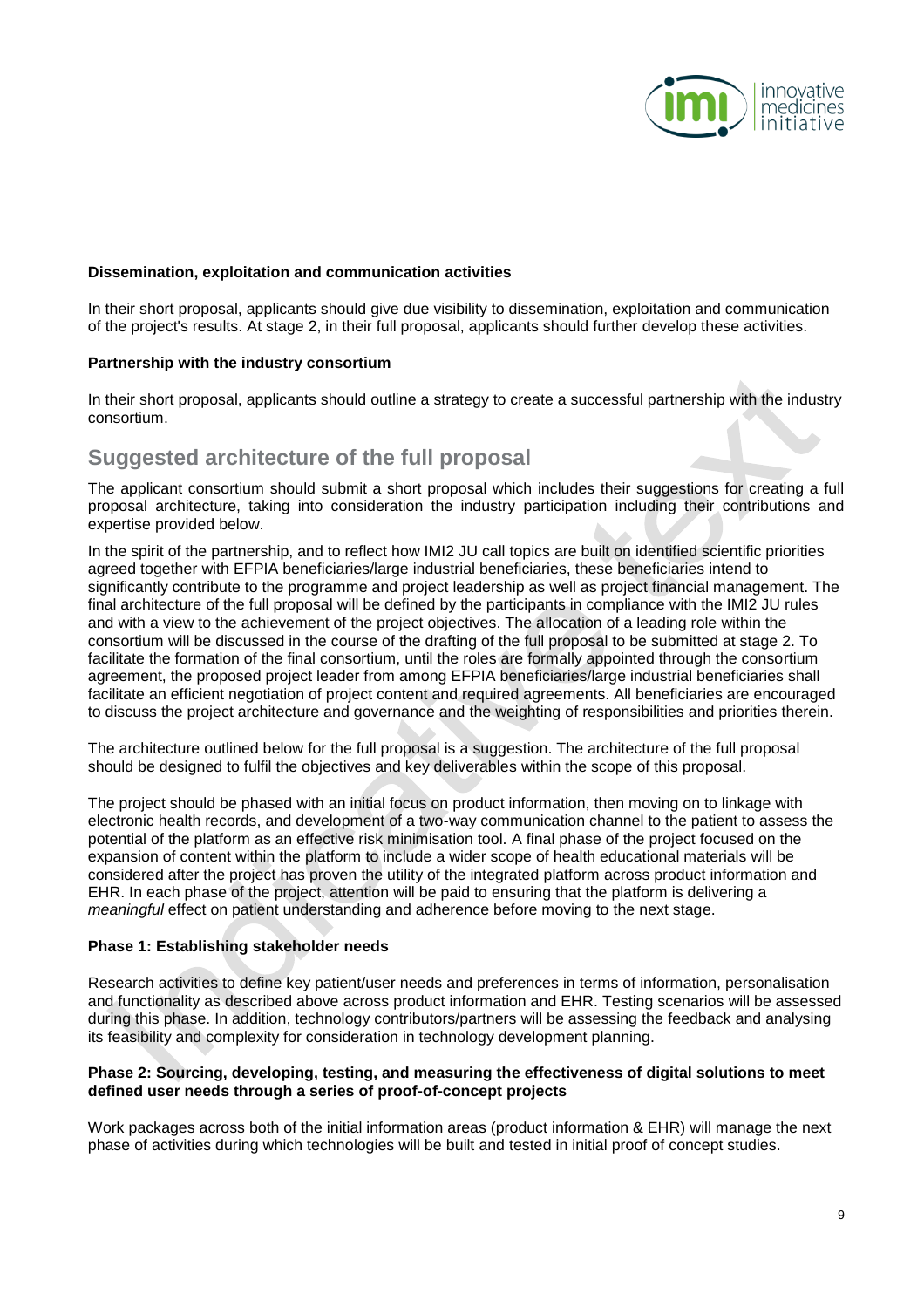**Dissemination, exploitation and communication activities**

In their short proposal, applicants should give due visibility to dissemination, exploitation and communication of the project's results. At stage 2, in their full proposal, applicants should further develop these activities.

**Partnership with the industry consortium**

In their short proposal, applicants should outline a strategy to create a successful partnership with the industry consortium.

## Suggested architecture of the full proposal

The applicant consortium should submit a short proposal which includes their suggestions for creating a full proposal architecture, taking into consideration the industry participation including their contributions and expertise provided below.

In the spirit of the partnership, and to reflect how IMI2 JU call topics are built on identified scientific priorities agreed together with EFPIA beneficiaries/large industrial beneficiaries, these beneficiaries intend to significantly contribute to the programme and project leadership as well as project financial management. The final architecture of the full proposal will be defined by the participants in compliance with the IMI2 JU rules and with a view to the achievement of the project objectives. The allocation of a leading role within the consortium will be discussed in the course of the drafting of the full proposal to be submitted at stage 2. To facilitate the formation of the final consortium, until the roles are formally appointed through the consortium agreement, the proposed project leader from among EFPIA beneficiaries/large industrial beneficiaries shall facilitate an efficient negotiation of project content and required agreements. All beneficiaries are encouraged to discuss the project architecture and governance and the weighting of responsibilities and priorities therein.

The architecture outlined below for the full proposal is a suggestion. The architecture of the full proposal should be designed to fulfil the objectives and key deliverables within the scope of this proposal.

The project should be phased with an initial focus on product information, then moving on to linkage with electronic health records, and development of a two-way communication channel to the patient to assess the potential of the platform as an effective risk minimisation tool. A final phase of the project focused on the expansion of content within the platform to include a wider scope of health educational materials will be considered after the project has proven the utility of the integrated platform across product information and EHR. In each phase of the project, attention will be paid to ensuring that the platform is delivering a *meaningful* effect on patient understanding and adherence before moving to the next stage.

**Phase 1: Establishing stakeholder needs**

Research activities to define key patient/user needs and preferences in terms of information, personalisation and functionality as described above across product information and EHR. Testing scenarios will be assessed during this phase. In addition, technology contributors/partners will be assessing the feedback and analysing its feasibility and complexity for consideration in technology development planning.

**Phase 2: Sourcing, developing, testing, and measuring the effectiveness of digital solutions to meet defined user needs through a series of proof-of-concept projects**

Work packages across both of the initial information areas (product information & EHR) will manage the next phase of activities during which technologies will be built and tested in initial proof of concept studies.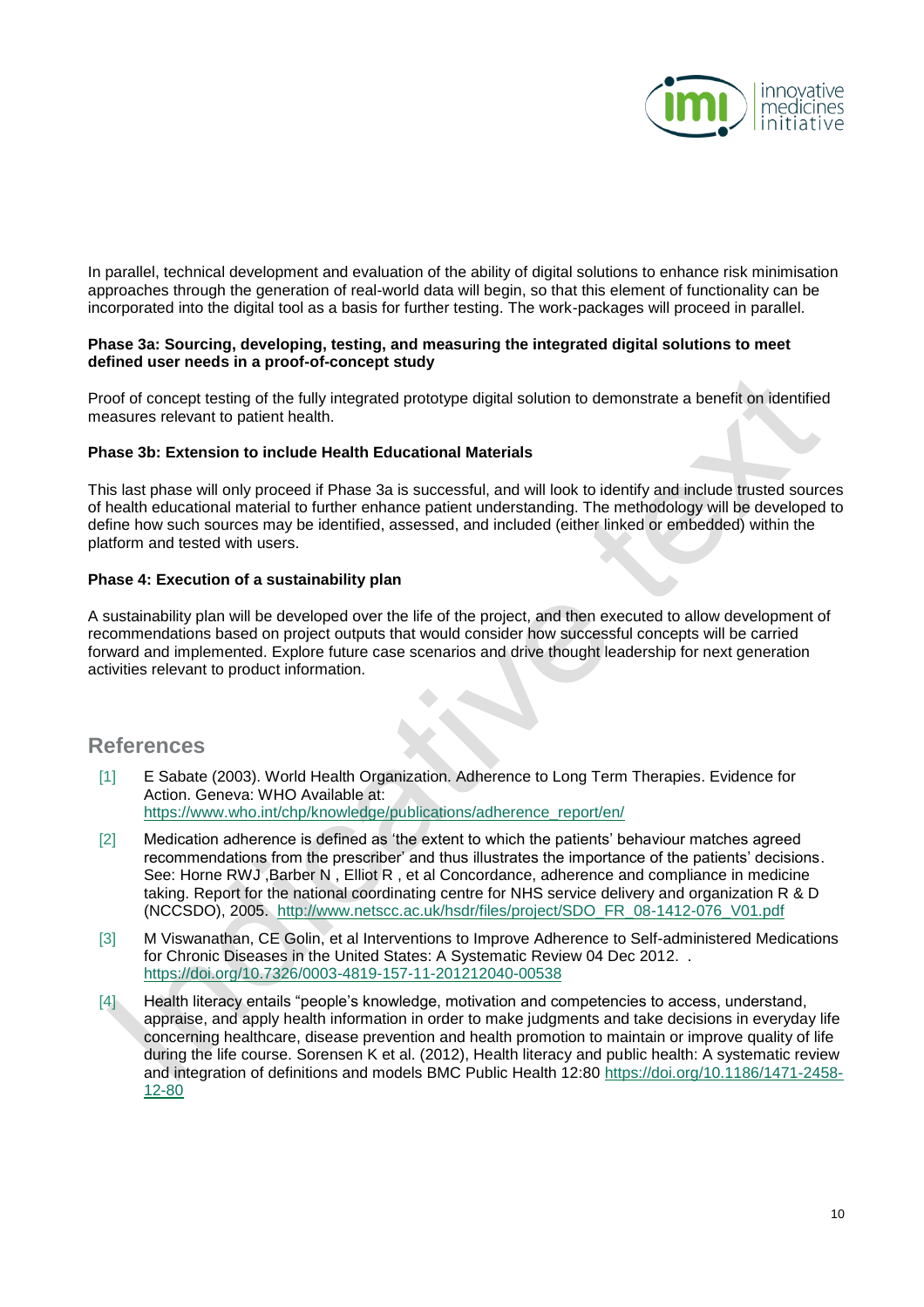In parallel, technical development and evaluation of the ability of digital solutions to enhance risk minimisation approaches through the generation of real-world data will begin, so that this element of functionality can be incorporated into the digital tool as a basis for further testing. The work-packages will proceed in parallel.

**Phase 3a: Sourcing, developing, testing, and measuring the integrated digital solutions to meet defined user needs in a proof-of-concept study**

Proof of concept testing of the fully integrated prototype digital solution to demonstrate a benefit on identified measures relevant to patient health.

**Phase 3b: Extension to include Health Educational Materials**

This last phase will only proceed if Phase 3a is successful, and will look to identify and include trusted sources of health educational material to further enhance patient understanding. The methodology will be developed to define how such sources may be identified, assessed, and included (either linked or embedded) within the platform and tested with users.

**Phase 4: Execution of a sustainability plan**

A sustainability plan will be developed over the life of the project, and then executed to allow development of recommendations based on project outputs that would consider how successful concepts will be carried forward and implemented. Explore future case scenarios and drive thought leadership for next generation activities relevant to product information.

## References

[1] E Sabate (2003). World Health Organization. Adherence to Long Term Therapies. Evidence for Action. Geneva: WHO Available at: https://www.who.int/chp/knowledge/publications/adherence_report/en/

[2] Medication adherence is defined as 'the extent to which the patients' behaviour matches agreed recommendations from the prescriber' and thus illustrates the importance of the patients' decisions. See: Horne RWJ ,Barber N , Elliot R , et al Concordance, adherence and compliance in medicine taking. Report for the national coordinating centre for NHS service delivery and organization R & D (NCCSDO), 2005. http://www.netscc.ac.uk/hsdr/files/project/SDO_FR_08-1412-076_V01.pdf

[3] M Viswanathan, CE Golin, et al Interventions to Improve Adherence to Self-administered Medications for Chronic Diseases in the United States: A Systematic Review 04 Dec 2012. . https://doi.org/10.7326/0003-4819-157-11-201212040-00538

[4] Health literacy entails "people's knowledge, motivation and competencies to access, understand, appraise, and apply health information in order to make judgments and take decisions in everyday life concerning healthcare, disease prevention and health promotion to maintain or improve quality of life during the life course. Sorensen K et al. (2012), Health literacy and public health: A systematic review and integration of definitions and models BMC Public Health 12:80 https://doi.org/10.1186/1471-2458-12-80